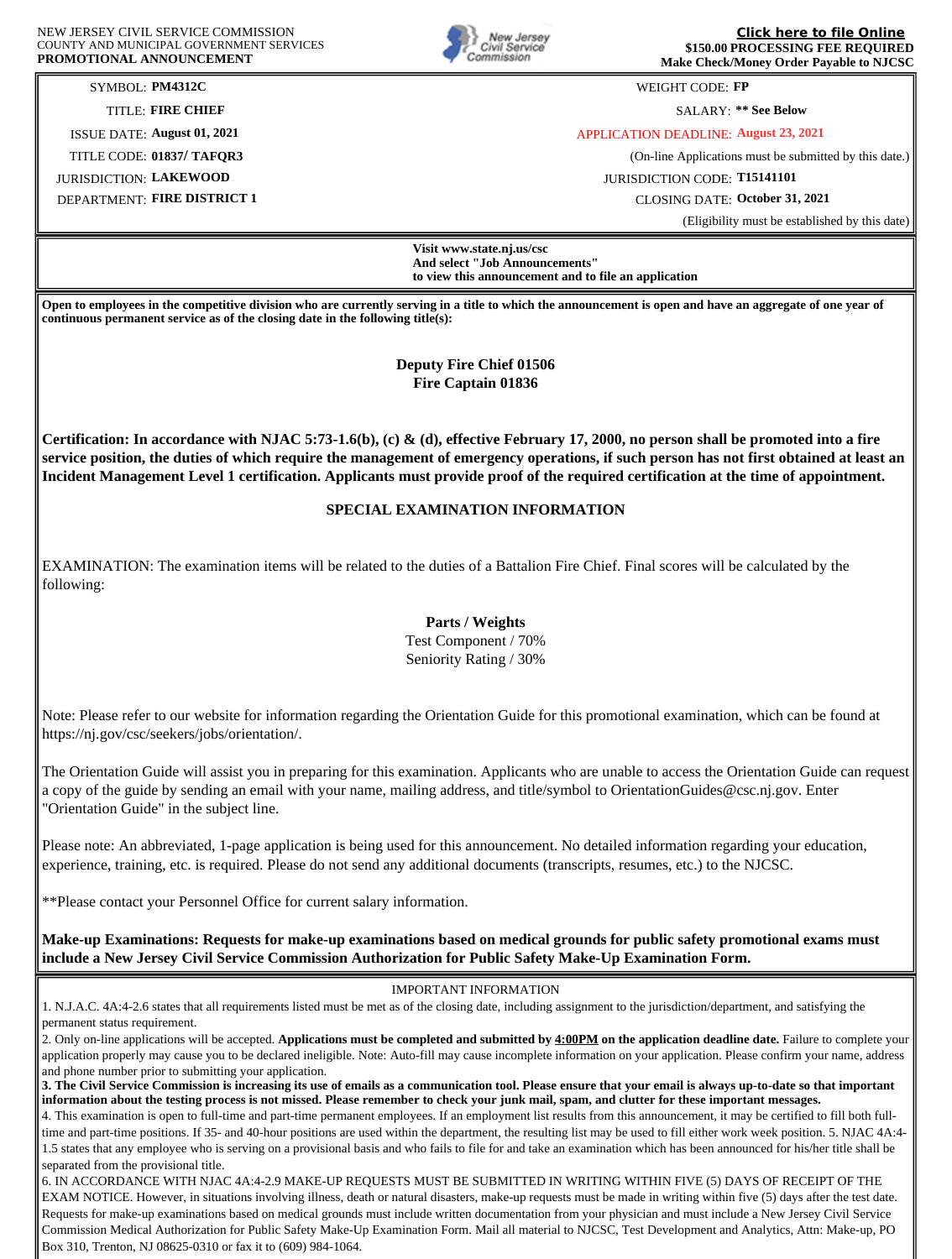NEW JERSEY CIVIL SERVICE COMMISSION
COUNTY AND MUNICIPAL GOVERNMENT SERVICES
**PROMOTIONAL ANNOUNCEMENT**

**Click here to file Online**
**$150.00 PROCESSING FEE REQUIRED**
**Make Check/Money Order Payable to NJCSC**

| | | | |
|---|---|---|---|
| SYMBOL: | **PM4312C** | WEIGHT CODE: | **FP** |
| TITLE: | **FIRE CHIEF** | SALARY: | **\*\* See Below** |
| ISSUE DATE: | **August 01, 2021** | APPLICATION DEADLINE: | **August 23, 2021** |
| TITLE CODE: | **01837/ TAFQR3** | | (On-line Applications must be submitted by this date.) |
| JURISDICTION: | **LAKEWOOD** | JURISDICTION CODE: | **T15141101** |
| DEPARTMENT: | **FIRE DISTRICT 1** | CLOSING DATE: | **October 31, 2021** |
| | | | (Eligibility must be established by this date) |

**Visit www.state.nj.us/csc**
**And select "Job Announcements"**
**to view this announcement and to file an application**

**Open to employees in the competitive division who are currently serving in a title to which the announcement is open and have an aggregate of one year of continuous permanent service as of the closing date in the following title(s):**

**Deputy Fire Chief 01506**
**Fire Captain 01836**

**Certification: In accordance with NJAC 5:73-1.6(b), (c) & (d), effective February 17, 2000, no person shall be promoted into a fire service position, the duties of which require the management of emergency operations, if such person has not first obtained at least an Incident Management Level 1 certification. Applicants must provide proof of the required certification at the time of appointment.**

**SPECIAL EXAMINATION INFORMATION**

EXAMINATION: The examination items will be related to the duties of a Battalion Fire Chief. Final scores will be calculated by the following:

**Parts / Weights**
Test Component / 70%
Seniority Rating / 30%

Note: Please refer to our website for information regarding the Orientation Guide for this promotional examination, which can be found at https://nj.gov/csc/seekers/jobs/orientation/.

The Orientation Guide will assist you in preparing for this examination. Applicants who are unable to access the Orientation Guide can request a copy of the guide by sending an email with your name, mailing address, and title/symbol to OrientationGuides@csc.nj.gov. Enter "Orientation Guide" in the subject line.

Please note: An abbreviated, 1-page application is being used for this announcement. No detailed information regarding your education, experience, training, etc. is required. Please do not send any additional documents (transcripts, resumes, etc.) to the NJCSC.

**Please contact your Personnel Office for current salary information.

**Make-up Examinations: Requests for make-up examinations based on medical grounds for public safety promotional exams must include a New Jersey Civil Service Commission Authorization for Public Safety Make-Up Examination Form.**

IMPORTANT INFORMATION

1. N.J.A.C. 4A:4-2.6 states that all requirements listed must be met as of the closing date, including assignment to the jurisdiction/department, and satisfying the permanent status requirement.
2. Only on-line applications will be accepted. **Applications must be completed and submitted by 4:00PM on the application deadline date.** Failure to complete your application properly may cause you to be declared ineligible. Note: Auto-fill may cause incomplete information on your application. Please confirm your name, address and phone number prior to submitting your application.
3. **The Civil Service Commission is increasing its use of emails as a communication tool. Please ensure that your email is always up-to-date so that important information about the testing process is not missed. Please remember to check your junk mail, spam, and clutter for these important messages.**
4. This examination is open to full-time and part-time permanent employees. If an employment list results from this announcement, it may be certified to fill both full-time and part-time positions. If 35- and 40-hour positions are used within the department, the resulting list may be used to fill either work week position. 5. NJAC 4A:4-1.5 states that any employee who is serving on a provisional basis and who fails to file for and take an examination which has been announced for his/her title shall be separated from the provisional title.
6. IN ACCORDANCE WITH NJAC 4A:4-2.9 MAKE-UP REQUESTS MUST BE SUBMITTED IN WRITING WITHIN FIVE (5) DAYS OF RECEIPT OF THE EXAM NOTICE. However, in situations involving illness, death or natural disasters, make-up requests must be made in writing within five (5) days after the test date. Requests for make-up examinations based on medical grounds must include written documentation from your physician and must include a New Jersey Civil Service Commission Medical Authorization for Public Safety Make-Up Examination Form. Mail all material to NJCSC, Test Development and Analytics, Attn: Make-up, PO Box 310, Trenton, NJ 08625-0310 or fax it to (609) 984-1064.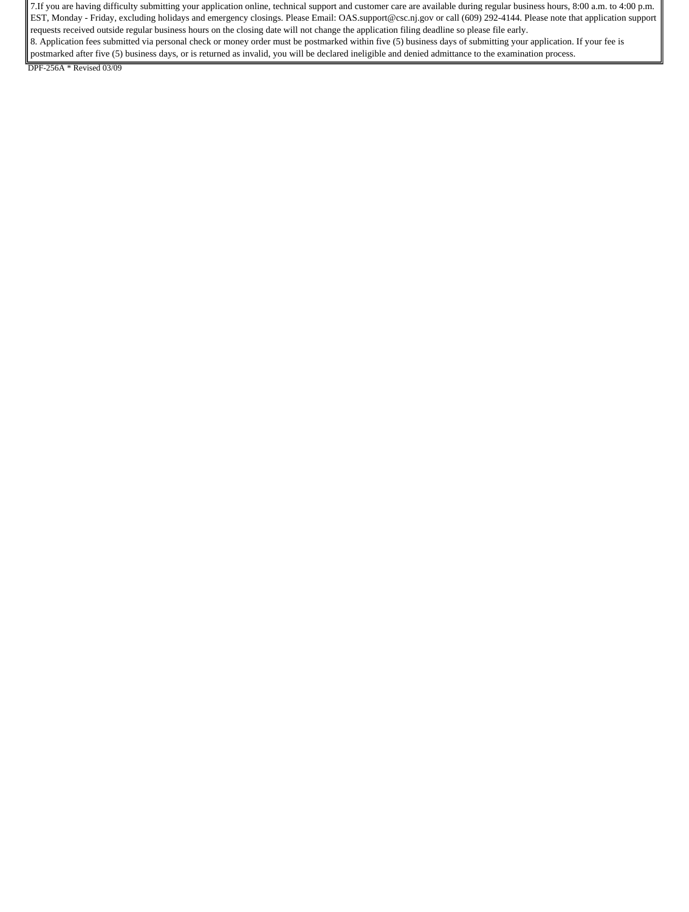7.If you are having difficulty submitting your application online, technical support and customer care are available during regular business hours, 8:00 a.m. to 4:00 p.m. EST, Monday - Friday, excluding holidays and emergency closings. Please Email: OAS.support@csc.nj.gov or call (609) 292-4144. Please note that application support requests received outside regular business hours on the closing date will not change the application filing deadline so please file early.

8. Application fees submitted via personal check or money order must be postmarked within five (5) business days of submitting your application. If your fee is postmarked after five (5) business days, or is returned as invalid, you will be declared ineligible and denied admittance to the examination process.

DPF-256A * Revised 03/09